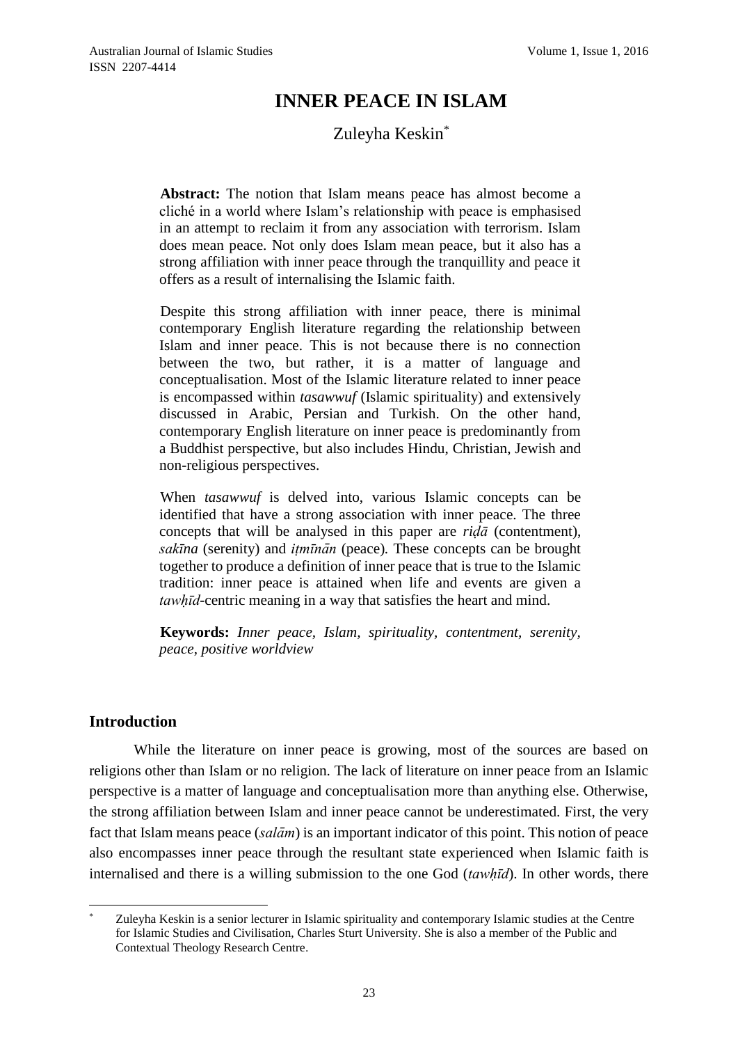# INNER PEACE IN ISLAM

Zuleyha Keskin*

**Abstract:** The notion that Islam means peace has almost become a cliché in a world where Islam's relationship with peace is emphasised in an attempt to reclaim it from any association with terrorism. Islam does mean peace. Not only does Islam mean peace, but it also has a strong affiliation with inner peace through the tranquillity and peace it offers as a result of internalising the Islamic faith.

Despite this strong affiliation with inner peace, there is minimal contemporary English literature regarding the relationship between Islam and inner peace. This is not because there is no connection between the two, but rather, it is a matter of language and conceptualisation. Most of the Islamic literature related to inner peace is encompassed within *tasawwuf* (Islamic spirituality) and extensively discussed in Arabic, Persian and Turkish. On the other hand, contemporary English literature on inner peace is predominantly from a Buddhist perspective, but also includes Hindu, Christian, Jewish and non-religious perspectives.

When *tasawwuf* is delved into, various Islamic concepts can be identified that have a strong association with inner peace. The three concepts that will be analysed in this paper are *riḍā* (contentment), *sakīna* (serenity) and *iṭmīnān* (peace). These concepts can be brought together to produce a definition of inner peace that is true to the Islamic tradition: inner peace is attained when life and events are given a *tawḥīd*-centric meaning in a way that satisfies the heart and mind.

**Keywords:** *Inner peace, Islam, spirituality, contentment, serenity, peace, positive worldview*

## Introduction

While the literature on inner peace is growing, most of the sources are based on religions other than Islam or no religion. The lack of literature on inner peace from an Islamic perspective is a matter of language and conceptualisation more than anything else. Otherwise, the strong affiliation between Islam and inner peace cannot be underestimated. First, the very fact that Islam means peace (*salām*) is an important indicator of this point. This notion of peace also encompasses inner peace through the resultant state experienced when Islamic faith is internalised and there is a willing submission to the one God (*tawḥīd*). In other words, there

---

* Zuleyha Keskin is a senior lecturer in Islamic spirituality and contemporary Islamic studies at the Centre for Islamic Studies and Civilisation, Charles Sturt University. She is also a member of the Public and Contextual Theology Research Centre.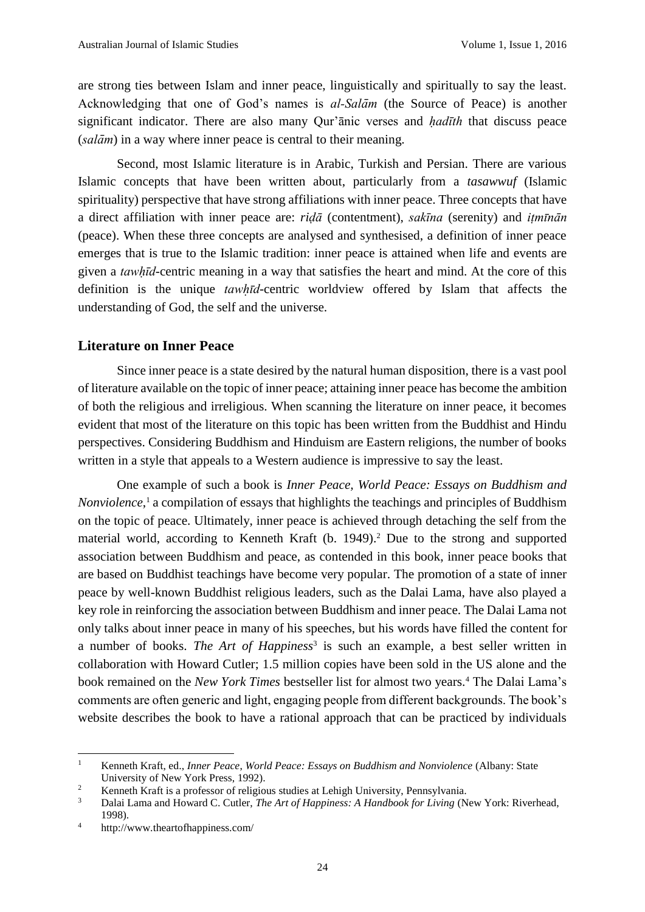are strong ties between Islam and inner peace, linguistically and spiritually to say the least. Acknowledging that one of God's names is *al-Salām* (the Source of Peace) is another significant indicator. There are also many Qur'ānic verses and *ḥadīth* that discuss peace (*salām*) in a way where inner peace is central to their meaning.

Second, most Islamic literature is in Arabic, Turkish and Persian. There are various Islamic concepts that have been written about, particularly from a *tasawwuf* (Islamic spirituality) perspective that have strong affiliations with inner peace. Three concepts that have a direct affiliation with inner peace are: *riḍā* (contentment), *sakīna* (serenity) and *iṭmīnān* (peace). When these three concepts are analysed and synthesised, a definition of inner peace emerges that is true to the Islamic tradition: inner peace is attained when life and events are given a *tawḥīd*-centric meaning in a way that satisfies the heart and mind. At the core of this definition is the unique *tawḥīd*-centric worldview offered by Islam that affects the understanding of God, the self and the universe.

## Literature on Inner Peace

Since inner peace is a state desired by the natural human disposition, there is a vast pool of literature available on the topic of inner peace; attaining inner peace has become the ambition of both the religious and irreligious. When scanning the literature on inner peace, it becomes evident that most of the literature on this topic has been written from the Buddhist and Hindu perspectives. Considering Buddhism and Hinduism are Eastern religions, the number of books written in a style that appeals to a Western audience is impressive to say the least.

One example of such a book is *Inner Peace, World Peace: Essays on Buddhism and Nonviolence*,[1] a compilation of essays that highlights the teachings and principles of Buddhism on the topic of peace. Ultimately, inner peace is achieved through detaching the self from the material world, according to Kenneth Kraft (b. 1949).[2] Due to the strong and supported association between Buddhism and peace, as contended in this book, inner peace books that are based on Buddhist teachings have become very popular. The promotion of a state of inner peace by well-known Buddhist religious leaders, such as the Dalai Lama, have also played a key role in reinforcing the association between Buddhism and inner peace. The Dalai Lama not only talks about inner peace in many of his speeches, but his words have filled the content for a number of books. *The Art of Happiness*[3] is such an example, a best seller written in collaboration with Howard Cutler; 1.5 million copies have been sold in the US alone and the book remained on the *New York Times* bestseller list for almost two years.[4] The Dalai Lama's comments are often generic and light, engaging people from different backgrounds. The book's website describes the book to have a rational approach that can be practiced by individuals

---

[1] Kenneth Kraft, ed., *Inner Peace, World Peace: Essays on Buddhism and Nonviolence* (Albany: State University of New York Press, 1992).

[2] Kenneth Kraft is a professor of religious studies at Lehigh University, Pennsylvania.

[3] Dalai Lama and Howard C. Cutler, *The Art of Happiness: A Handbook for Living* (New York: Riverhead, 1998).

[4] http://www.theartofhappiness.com/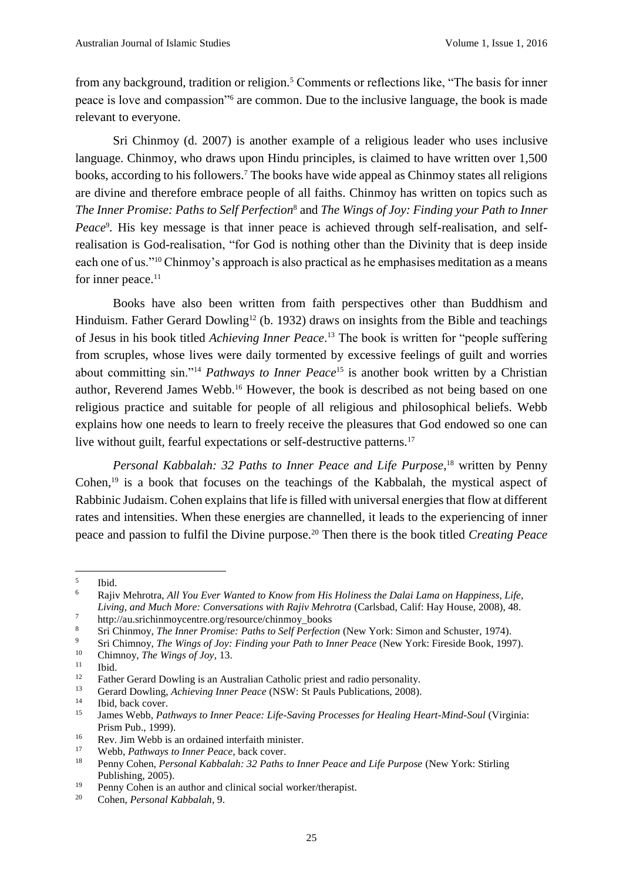from any background, tradition or religion.[5] Comments or reflections like, "The basis for inner peace is love and compassion"[6] are common. Due to the inclusive language, the book is made relevant to everyone.

Sri Chinmoy (d. 2007) is another example of a religious leader who uses inclusive language. Chinmoy, who draws upon Hindu principles, is claimed to have written over 1,500 books, according to his followers.[7] The books have wide appeal as Chinmoy states all religions are divine and therefore embrace people of all faiths. Chinmoy has written on topics such as *The Inner Promise: Paths to Self Perfection*[8] and *The Wings of Joy: Finding your Path to Inner Peace*[9]. His key message is that inner peace is achieved through self-realisation, and self-realisation is God-realisation, "for God is nothing other than the Divinity that is deep inside each one of us."[10] Chinmoy's approach is also practical as he emphasises meditation as a means for inner peace.[11]

Books have also been written from faith perspectives other than Buddhism and Hinduism. Father Gerard Dowling[12] (b. 1932) draws on insights from the Bible and teachings of Jesus in his book titled *Achieving Inner Peace*.[13] The book is written for "people suffering from scruples, whose lives were daily tormented by excessive feelings of guilt and worries about committing sin."[14] *Pathways to Inner Peace*[15] is another book written by a Christian author, Reverend James Webb.[16] However, the book is described as not being based on one religious practice and suitable for people of all religious and philosophical beliefs. Webb explains how one needs to learn to freely receive the pleasures that God endowed so one can live without guilt, fearful expectations or self-destructive patterns.[17]

*Personal Kabbalah: 32 Paths to Inner Peace and Life Purpose*,[18] written by Penny Cohen,[19] is a book that focuses on the teachings of the Kabbalah, the mystical aspect of Rabbinic Judaism. Cohen explains that life is filled with universal energies that flow at different rates and intensities. When these energies are channelled, it leads to the experiencing of inner peace and passion to fulfil the Divine purpose.[20] Then there is the book titled *Creating Peace*

---

[5] Ibid.

[6] Rajiv Mehrotra, *All You Ever Wanted to Know from His Holiness the Dalai Lama on Happiness, Life, Living, and Much More: Conversations with Rajiv Mehrotra* (Carlsbad, Calif: Hay House, 2008), 48.

[7] http://au.srichinmoycentre.org/resource/chinmoy_books

[8] Sri Chinmoy, *The Inner Promise: Paths to Self Perfection* (New York: Simon and Schuster, 1974).

[9] Sri Chimnoy, *The Wings of Joy: Finding your Path to Inner Peace* (New York: Fireside Book, 1997).

[10] Chimnoy, *The Wings of Joy*, 13.

[11] Ibid.

[12] Father Gerard Dowling is an Australian Catholic priest and radio personality.

[13] Gerard Dowling, *Achieving Inner Peace* (NSW: St Pauls Publications, 2008).

[14] Ibid, back cover.

[15] James Webb, *Pathways to Inner Peace: Life-Saving Processes for Healing Heart-Mind-Soul* (Virginia: Prism Pub., 1999).

[16] Rev. Jim Webb is an ordained interfaith minister.

[17] Webb, *Pathways to Inner Peace*, back cover.

[18] Penny Cohen, *Personal Kabbalah: 32 Paths to Inner Peace and Life Purpose* (New York: Stirling Publishing, 2005).

[19] Penny Cohen is an author and clinical social worker/therapist.

[20] Cohen, *Personal Kabbalah*, 9.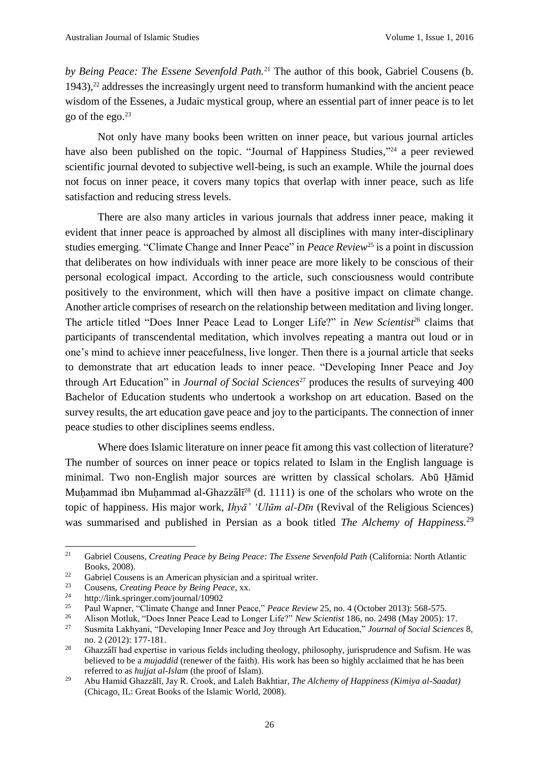*by Being Peace: The Essene Sevenfold Path.*[21] The author of this book, Gabriel Cousens (b. 1943),[22] addresses the increasingly urgent need to transform humankind with the ancient peace wisdom of the Essenes, a Judaic mystical group, where an essential part of inner peace is to let go of the ego.[23]

Not only have many books been written on inner peace, but various journal articles have also been published on the topic. "Journal of Happiness Studies,"[24] a peer reviewed scientific journal devoted to subjective well-being, is such an example. While the journal does not focus on inner peace, it covers many topics that overlap with inner peace, such as life satisfaction and reducing stress levels.

There are also many articles in various journals that address inner peace, making it evident that inner peace is approached by almost all disciplines with many inter-disciplinary studies emerging. "Climate Change and Inner Peace" in *Peace Review*[25] is a point in discussion that deliberates on how individuals with inner peace are more likely to be conscious of their personal ecological impact. According to the article, such consciousness would contribute positively to the environment, which will then have a positive impact on climate change. Another article comprises of research on the relationship between meditation and living longer. The article titled "Does Inner Peace Lead to Longer Life?" in *New Scientist*[26] claims that participants of transcendental meditation, which involves repeating a mantra out loud or in one's mind to achieve inner peacefulness, live longer. Then there is a journal article that seeks to demonstrate that art education leads to inner peace. "Developing Inner Peace and Joy through Art Education" in *Journal of Social Sciences*[27] produces the results of surveying 400 Bachelor of Education students who undertook a workshop on art education. Based on the survey results, the art education gave peace and joy to the participants. The connection of inner peace studies to other disciplines seems endless.

Where does Islamic literature on inner peace fit among this vast collection of literature? The number of sources on inner peace or topics related to Islam in the English language is minimal. Two non-English major sources are written by classical scholars. Abū Ḥāmid Muḥammad ibn Muḥammad al-Ghazzālī[28] (d. 1111) is one of the scholars who wrote on the topic of happiness. His major work, *Ihyā' 'Ulūm al-Dīn* (Revival of the Religious Sciences) was summarised and published in Persian as a book titled *The Alchemy of Happiness.*[29]

---

[21] Gabriel Cousens, *Creating Peace by Being Peace: The Essene Sevenfold Path* (California: North Atlantic Books, 2008).

[22] Gabriel Cousens is an American physician and a spiritual writer.

[23] Cousens, *Creating Peace by Being Peace*, xx.

[24] http://link.springer.com/journal/10902

[25] Paul Wapner, "Climate Change and Inner Peace," *Peace Review* 25, no. 4 (October 2013): 568-575.

[26] Alison Motluk, "Does Inner Peace Lead to Longer Life?" *New Scientist* 186, no. 2498 (May 2005): 17.

[27] Susmita Lakhyani, "Developing Inner Peace and Joy through Art Education," *Journal of Social Sciences* 8, no. 2 (2012): 177-181.

[28] Ghazzālī had expertise in various fields including theology, philosophy, jurisprudence and Sufism. He was believed to be a *mujaddid* (renewer of the faith). His work has been so highly acclaimed that he has been referred to as *hujjat al-Islam* (the proof of Islam).

[29] Abu Hamid Ghazzālī, Jay R. Crook, and Laleh Bakhtiar, *The Alchemy of Happiness (Kimiya al-Saadat)* (Chicago, IL: Great Books of the Islamic World, 2008).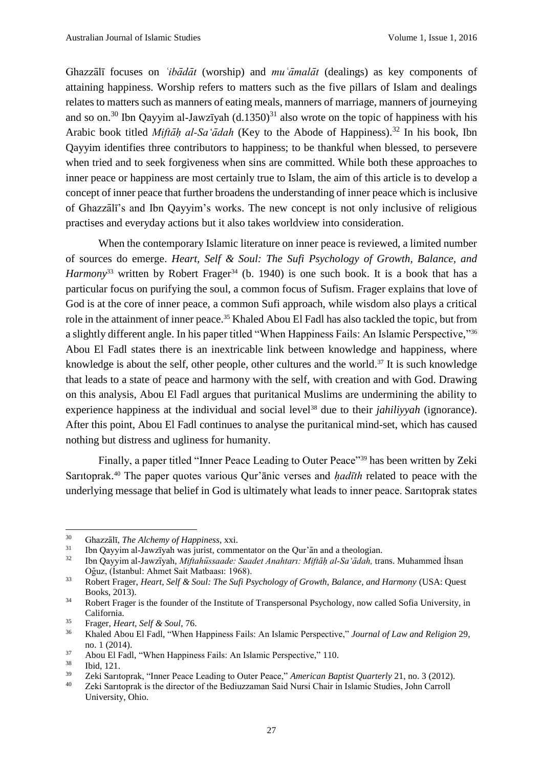Ghazzālī focuses on *ʿibādāt* (worship) and *muʿāmalāt* (dealings) as key components of attaining happiness. Worship refers to matters such as the five pillars of Islam and dealings relates to matters such as manners of eating meals, manners of marriage, manners of journeying and so on.[30] Ibn Qayyim al-Jawzīyah (d.1350)[31] also wrote on the topic of happiness with his Arabic book titled *Miftāḥ al-Saʿādah* (Key to the Abode of Happiness).[32] In his book, Ibn Qayyim identifies three contributors to happiness; to be thankful when blessed, to persevere when tried and to seek forgiveness when sins are committed. While both these approaches to inner peace or happiness are most certainly true to Islam, the aim of this article is to develop a concept of inner peace that further broadens the understanding of inner peace which is inclusive of Ghazzālī's and Ibn Qayyim's works. The new concept is not only inclusive of religious practises and everyday actions but it also takes worldview into consideration.

When the contemporary Islamic literature on inner peace is reviewed, a limited number of sources do emerge. *Heart, Self & Soul: The Sufi Psychology of Growth, Balance, and Harmony*[33] written by Robert Frager[34] (b. 1940) is one such book. It is a book that has a particular focus on purifying the soul, a common focus of Sufism. Frager explains that love of God is at the core of inner peace, a common Sufi approach, while wisdom also plays a critical role in the attainment of inner peace.[35] Khaled Abou El Fadl has also tackled the topic, but from a slightly different angle. In his paper titled "When Happiness Fails: An Islamic Perspective,"[36] Abou El Fadl states there is an inextricable link between knowledge and happiness, where knowledge is about the self, other people, other cultures and the world.[37] It is such knowledge that leads to a state of peace and harmony with the self, with creation and with God. Drawing on this analysis, Abou El Fadl argues that puritanical Muslims are undermining the ability to experience happiness at the individual and social level[38] due to their *jahiliyyah* (ignorance). After this point, Abou El Fadl continues to analyse the puritanical mind-set, which has caused nothing but distress and ugliness for humanity.

Finally, a paper titled "Inner Peace Leading to Outer Peace"[39] has been written by Zeki Sarıtoprak.[40] The paper quotes various Qur'ānic verses and *ḥadīth* related to peace with the underlying message that belief in God is ultimately what leads to inner peace. Sarıtoprak states

---

[30] Ghazzālī, *The Alchemy of Happiness*, xxi.

[31] Ibn Qayyim al-Jawzīyah was jurist, commentator on the Qur'ān and a theologian.

[32] Ibn Qayyim al-Jawzīyah, *Miftahüssaade: Saadet Anahtarı: Miftāḥ al-Saʿādah,* trans. Muhammed İhsan Oğuz, (İstanbul: Ahmet Sait Matbaası: 1968).

[33] Robert Frager, *Heart, Self & Soul: The Sufi Psychology of Growth, Balance, and Harmony* (USA: Quest Books, 2013).

[34] Robert Frager is the founder of the Institute of Transpersonal Psychology, now called Sofia University, in California.

[35] Frager, *Heart, Self & Soul*, 76.

[36] Khaled Abou El Fadl, "When Happiness Fails: An Islamic Perspective," *Journal of Law and Religion* 29, no. 1 (2014).

[37] Abou El Fadl, "When Happiness Fails: An Islamic Perspective," 110.

[38] Ibid, 121.

[39] Zeki Sarıtoprak, "Inner Peace Leading to Outer Peace," *American Baptist Quarterly* 21, no. 3 (2012).

[40] Zeki Sarıtoprak is the director of the Bediuzzaman Said Nursi Chair in Islamic Studies, John Carroll University, Ohio.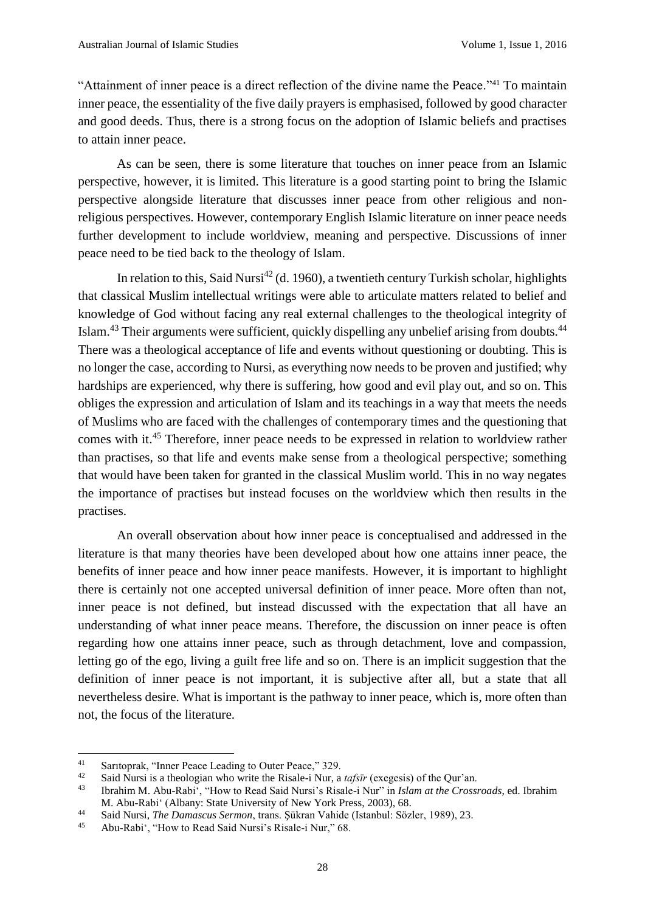"Attainment of inner peace is a direct reflection of the divine name the Peace."[41] To maintain inner peace, the essentiality of the five daily prayers is emphasised, followed by good character and good deeds. Thus, there is a strong focus on the adoption of Islamic beliefs and practises to attain inner peace.

As can be seen, there is some literature that touches on inner peace from an Islamic perspective, however, it is limited. This literature is a good starting point to bring the Islamic perspective alongside literature that discusses inner peace from other religious and non-religious perspectives. However, contemporary English Islamic literature on inner peace needs further development to include worldview, meaning and perspective. Discussions of inner peace need to be tied back to the theology of Islam.

In relation to this, Said Nursi[42] (d. 1960), a twentieth century Turkish scholar, highlights that classical Muslim intellectual writings were able to articulate matters related to belief and knowledge of God without facing any real external challenges to the theological integrity of Islam.[43] Their arguments were sufficient, quickly dispelling any unbelief arising from doubts.[44] There was a theological acceptance of life and events without questioning or doubting. This is no longer the case, according to Nursi, as everything now needs to be proven and justified; why hardships are experienced, why there is suffering, how good and evil play out, and so on. This obliges the expression and articulation of Islam and its teachings in a way that meets the needs of Muslims who are faced with the challenges of contemporary times and the questioning that comes with it.[45] Therefore, inner peace needs to be expressed in relation to worldview rather than practises, so that life and events make sense from a theological perspective; something that would have been taken for granted in the classical Muslim world. This in no way negates the importance of practises but instead focuses on the worldview which then results in the practises.

An overall observation about how inner peace is conceptualised and addressed in the literature is that many theories have been developed about how one attains inner peace, the benefits of inner peace and how inner peace manifests. However, it is important to highlight there is certainly not one accepted universal definition of inner peace. More often than not, inner peace is not defined, but instead discussed with the expectation that all have an understanding of what inner peace means. Therefore, the discussion on inner peace is often regarding how one attains inner peace, such as through detachment, love and compassion, letting go of the ego, living a guilt free life and so on. There is an implicit suggestion that the definition of inner peace is not important, it is subjective after all, but a state that all nevertheless desire. What is important is the pathway to inner peace, which is, more often than not, the focus of the literature.

---

[41] Sarıtoprak, "Inner Peace Leading to Outer Peace," 329.

[42] Said Nursi is a theologian who write the Risale-i Nur, a *tafsīr* (exegesis) of the Qur'an.

[43] Ibrahim M. Abu-Rabi', "How to Read Said Nursi's Risale-i Nur" in *Islam at the Crossroads*, ed. Ibrahim M. Abu-Rabi' (Albany: State University of New York Press, 2003), 68.

[44] Said Nursi, *The Damascus Sermon*, trans. Şükran Vahide (Istanbul: Sözler, 1989), 23.

[45] Abu-Rabi', "How to Read Said Nursi's Risale-i Nur," 68.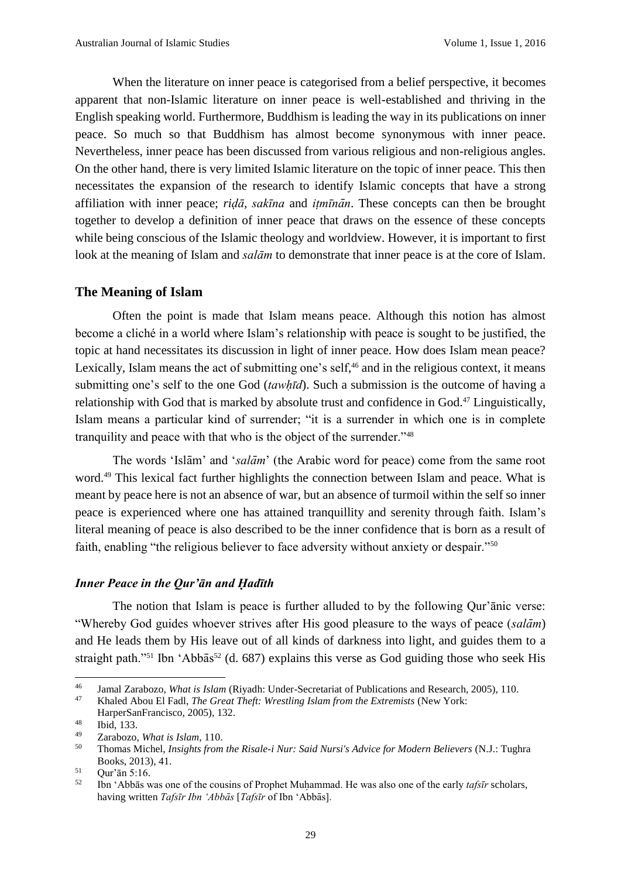When the literature on inner peace is categorised from a belief perspective, it becomes apparent that non-Islamic literature on inner peace is well-established and thriving in the English speaking world. Furthermore, Buddhism is leading the way in its publications on inner peace. So much so that Buddhism has almost become synonymous with inner peace. Nevertheless, inner peace has been discussed from various religious and non-religious angles. On the other hand, there is very limited Islamic literature on the topic of inner peace. This then necessitates the expansion of the research to identify Islamic concepts that have a strong affiliation with inner peace; *riḍā*, *sakīna* and *iṭmīnān*. These concepts can then be brought together to develop a definition of inner peace that draws on the essence of these concepts while being conscious of the Islamic theology and worldview. However, it is important to first look at the meaning of Islam and *salām* to demonstrate that inner peace is at the core of Islam.

## The Meaning of Islam

Often the point is made that Islam means peace. Although this notion has almost become a cliché in a world where Islam's relationship with peace is sought to be justified, the topic at hand necessitates its discussion in light of inner peace. How does Islam mean peace? Lexically, Islam means the act of submitting one's self,[46] and in the religious context, it means submitting one's self to the one God (*tawḥīd*). Such a submission is the outcome of having a relationship with God that is marked by absolute trust and confidence in God.[47] Linguistically, Islam means a particular kind of surrender; "it is a surrender in which one is in complete tranquility and peace with that who is the object of the surrender."[48]

The words 'Islām' and '*salām*' (the Arabic word for peace) come from the same root word.[49] This lexical fact further highlights the connection between Islam and peace. What is meant by peace here is not an absence of war, but an absence of turmoil within the self so inner peace is experienced where one has attained tranquillity and serenity through faith. Islam's literal meaning of peace is also described to be the inner confidence that is born as a result of faith, enabling "the religious believer to face adversity without anxiety or despair."[50]

### *Inner Peace in the Qur'ān and Ḥadīth*

The notion that Islam is peace is further alluded to by the following Qur'ānic verse: "Whereby God guides whoever strives after His good pleasure to the ways of peace (*salām*) and He leads them by His leave out of all kinds of darkness into light, and guides them to a straight path."[51] Ibn 'Abbās[52] (d. 687) explains this verse as God guiding those who seek His

---

[46] Jamal Zarabozo, *What is Islam* (Riyadh: Under-Secretariat of Publications and Research, 2005), 110.

[47] Khaled Abou El Fadl, *The Great Theft: Wrestling Islam from the Extremists* (New York: HarperSanFrancisco, 2005), 132.

[48] Ibid, 133.

[49] Zarabozo, *What is Islam*, 110.

[50] Thomas Michel, *Insights from the Risale-i Nur: Said Nursi's Advice for Modern Believers* (N.J.: Tughra Books, 2013), 41.

[51] Qur'ān 5:16.

[52] Ibn 'Abbās was one of the cousins of Prophet Muḥammad. He was also one of the early *tafsīr* scholars, having written *Tafsīr Ibn 'Abbās* [*Tafsīr* of Ibn 'Abbās].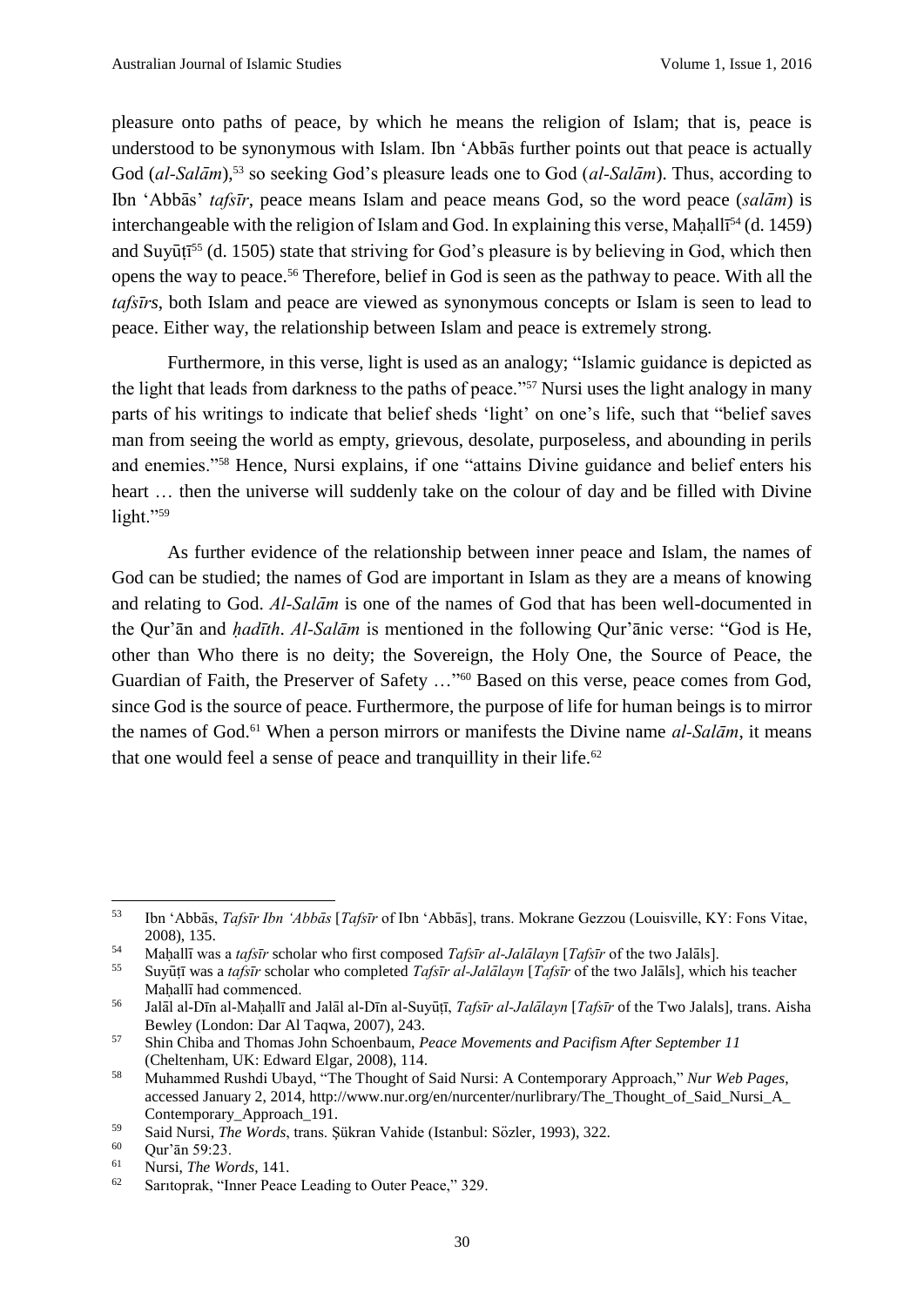pleasure onto paths of peace, by which he means the religion of Islam; that is, peace is understood to be synonymous with Islam. Ibn ʿAbbās further points out that peace is actually God (*al-Salām*),[53] so seeking God's pleasure leads one to God (*al-Salām*). Thus, according to Ibn ʿAbbās' *tafsīr*, peace means Islam and peace means God, so the word peace (*salām*) is interchangeable with the religion of Islam and God. In explaining this verse, Maḥallī[54] (d. 1459) and Suyūṭī[55] (d. 1505) state that striving for God's pleasure is by believing in God, which then opens the way to peace.[56] Therefore, belief in God is seen as the pathway to peace. With all the *tafsīrs*, both Islam and peace are viewed as synonymous concepts or Islam is seen to lead to peace. Either way, the relationship between Islam and peace is extremely strong.

Furthermore, in this verse, light is used as an analogy; "Islamic guidance is depicted as the light that leads from darkness to the paths of peace."[57] Nursi uses the light analogy in many parts of his writings to indicate that belief sheds 'light' on one's life, such that "belief saves man from seeing the world as empty, grievous, desolate, purposeless, and abounding in perils and enemies."[58] Hence, Nursi explains, if one "attains Divine guidance and belief enters his heart … then the universe will suddenly take on the colour of day and be filled with Divine light."[59]

As further evidence of the relationship between inner peace and Islam, the names of God can be studied; the names of God are important in Islam as they are a means of knowing and relating to God. *Al-Salām* is one of the names of God that has been well-documented in the Qur'ān and *ḥadīth*. *Al-Salām* is mentioned in the following Qur'ānic verse: "God is He, other than Who there is no deity; the Sovereign, the Holy One, the Source of Peace, the Guardian of Faith, the Preserver of Safety …"[60] Based on this verse, peace comes from God, since God is the source of peace. Furthermore, the purpose of life for human beings is to mirror the names of God.[61] When a person mirrors or manifests the Divine name *al-Salām*, it means that one would feel a sense of peace and tranquillity in their life.[62]

---

[53] Ibn ʿAbbās, *Tafsīr Ibn ʿAbbās* [*Tafsīr* of Ibn ʿAbbās], trans. Mokrane Gezzou (Louisville, KY: Fons Vitae, 2008), 135.

[54] Maḥallī was a *tafsīr* scholar who first composed *Tafsīr al-Jalālayn* [*Tafsīr* of the two Jalāls].

[55] Suyūṭī was a *tafsīr* scholar who completed *Tafsīr al-Jalālayn* [*Tafsīr* of the two Jalāls], which his teacher Maḥallī had commenced.

[56] Jalāl al-Dīn al-Maḥallī and Jalāl al-Dīn al-Suyūṭī, *Tafsīr al-Jalālayn* [*Tafsīr* of the Two Jalals], trans. Aisha Bewley (London: Dar Al Taqwa, 2007), 243.

[57] Shin Chiba and Thomas John Schoenbaum, *Peace Movements and Pacifism After September 11* (Cheltenham, UK: Edward Elgar, 2008), 114.

[58] Muhammed Rushdi Ubayd, "The Thought of Said Nursi: A Contemporary Approach," *Nur Web Pages*, accessed January 2, 2014, http://www.nur.org/en/nurcenter/nurlibrary/The_Thought_of_Said_Nursi_A_Contemporary_Approach_191.

[59] Said Nursi, *The Words*, trans. Şükran Vahide (Istanbul: Sözler, 1993), 322.

[60] Qur'ān 59:23.

[61] Nursi, *The Words*, 141.

[62] Sarıtoprak, "Inner Peace Leading to Outer Peace," 329.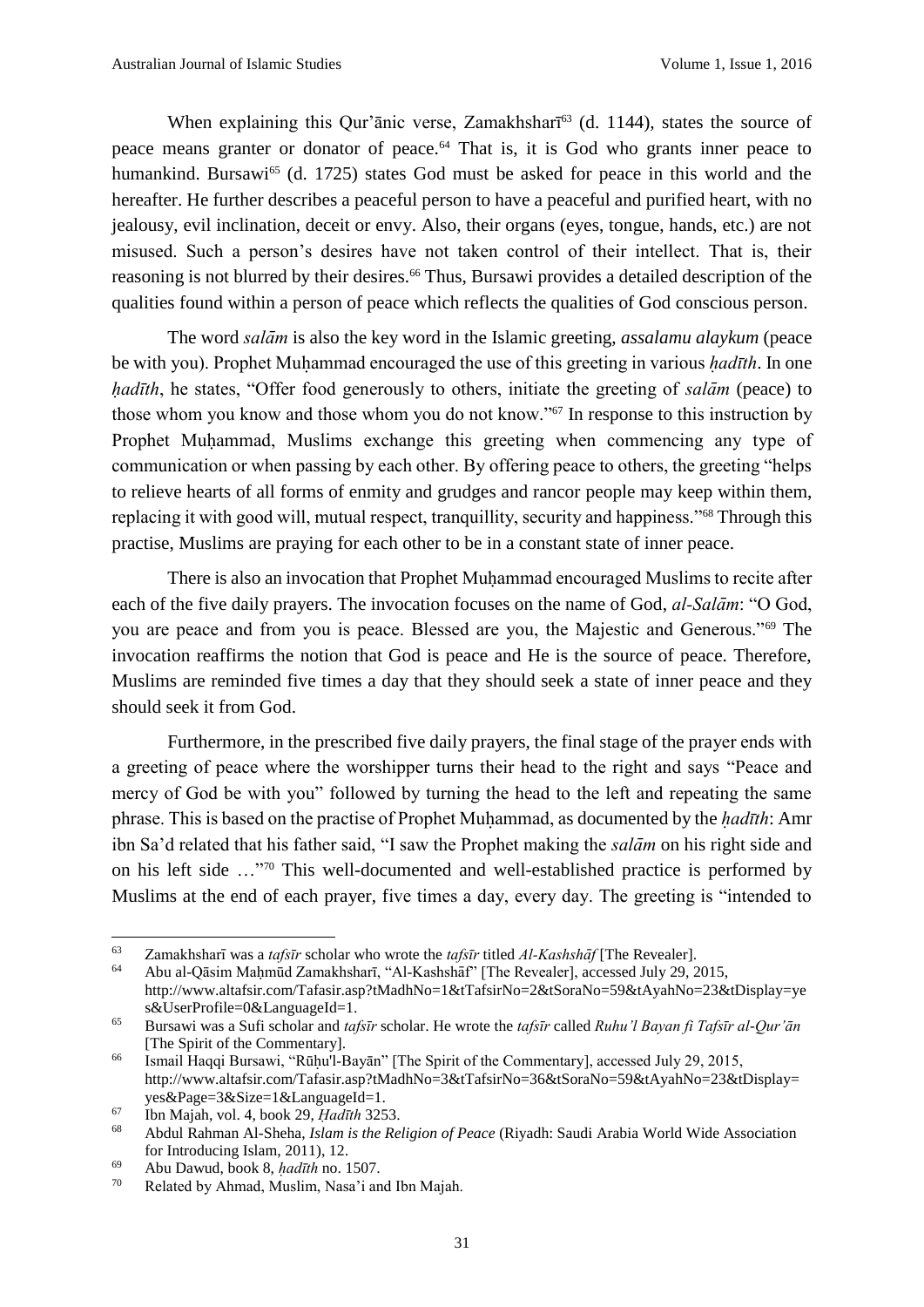When explaining this Qur'ānic verse, Zamakhsharī[63] (d. 1144), states the source of peace means granter or donator of peace.[64] That is, it is God who grants inner peace to humankind. Bursawi[65] (d. 1725) states God must be asked for peace in this world and the hereafter. He further describes a peaceful person to have a peaceful and purified heart, with no jealousy, evil inclination, deceit or envy. Also, their organs (eyes, tongue, hands, etc.) are not misused. Such a person's desires have not taken control of their intellect. That is, their reasoning is not blurred by their desires.[66] Thus, Bursawi provides a detailed description of the qualities found within a person of peace which reflects the qualities of God conscious person.

The word *salām* is also the key word in the Islamic greeting, *assalamu alaykum* (peace be with you). Prophet Muḥammad encouraged the use of this greeting in various *ḥadīth*. In one *ḥadīth*, he states, "Offer food generously to others, initiate the greeting of *salām* (peace) to those whom you know and those whom you do not know."[67] In response to this instruction by Prophet Muḥammad, Muslims exchange this greeting when commencing any type of communication or when passing by each other. By offering peace to others, the greeting "helps to relieve hearts of all forms of enmity and grudges and rancor people may keep within them, replacing it with good will, mutual respect, tranquillity, security and happiness."[68] Through this practise, Muslims are praying for each other to be in a constant state of inner peace.

There is also an invocation that Prophet Muḥammad encouraged Muslims to recite after each of the five daily prayers. The invocation focuses on the name of God, *al-Salām*: "O God, you are peace and from you is peace. Blessed are you, the Majestic and Generous."[69] The invocation reaffirms the notion that God is peace and He is the source of peace. Therefore, Muslims are reminded five times a day that they should seek a state of inner peace and they should seek it from God.

Furthermore, in the prescribed five daily prayers, the final stage of the prayer ends with a greeting of peace where the worshipper turns their head to the right and says "Peace and mercy of God be with you" followed by turning the head to the left and repeating the same phrase. This is based on the practise of Prophet Muḥammad, as documented by the *ḥadīth*: Amr ibn Sa'd related that his father said, "I saw the Prophet making the *salām* on his right side and on his left side …"[70] This well-documented and well-established practice is performed by Muslims at the end of each prayer, five times a day, every day. The greeting is "intended to

---

[63] Zamakhsharī was a *tafsīr* scholar who wrote the *tafsīr* titled *Al-Kashshāf* [The Revealer].

[64] Abu al-Qāsim Maḥmūd Zamakhsharī, "Al-Kashshāf" [The Revealer], accessed July 29, 2015, http://www.altafsir.com/Tafasir.asp?tMadhNo=1&tTafsirNo=2&tSoraNo=59&tAyahNo=23&tDisplay=yes&UserProfile=0&LanguageId=1.

[65] Bursawi was a Sufi scholar and *tafsīr* scholar. He wrote the *tafsīr* called *Ruhu'l Bayan fi Tafsīr al-Qur'ān* [The Spirit of the Commentary].

[66] Ismail Haqqi Bursawi, "Rūḥu'l-Bayān" [The Spirit of the Commentary], accessed July 29, 2015, http://www.altafsir.com/Tafasir.asp?tMadhNo=3&tTafsirNo=36&tSoraNo=59&tAyahNo=23&tDisplay=yes&Page=3&Size=1&LanguageId=1.

[67] Ibn Majah, vol. 4, book 29, *Ḥadīth* 3253.

[68] Abdul Rahman Al-Sheha, *Islam is the Religion of Peace* (Riyadh: Saudi Arabia World Wide Association for Introducing Islam, 2011), 12.

[69] Abu Dawud, book 8, *ḥadīth* no. 1507.

[70] Related by Ahmad, Muslim, Nasa'i and Ibn Majah.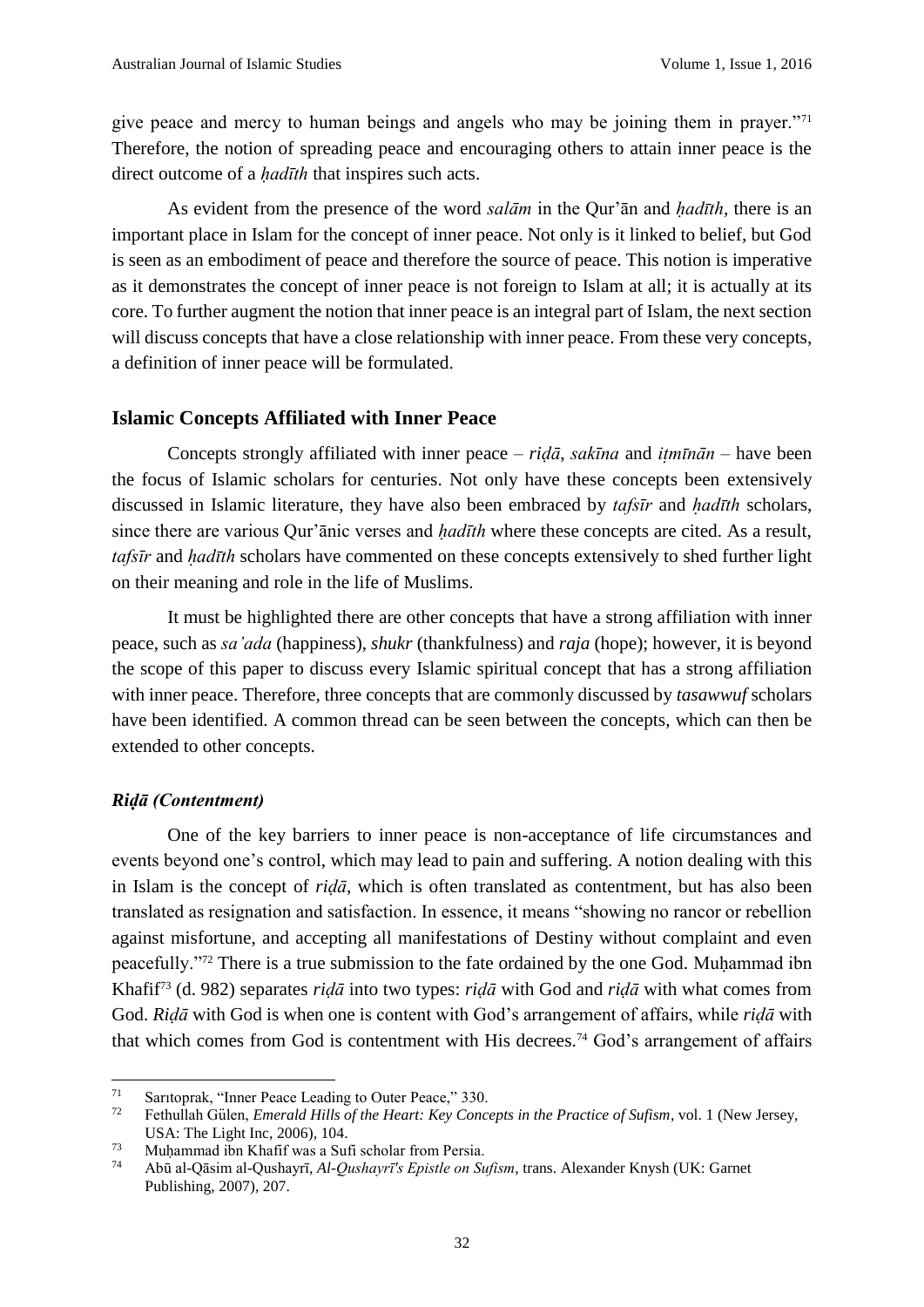give peace and mercy to human beings and angels who may be joining them in prayer."[71] Therefore, the notion of spreading peace and encouraging others to attain inner peace is the direct outcome of a *ḥadīth* that inspires such acts.

As evident from the presence of the word *salām* in the Qur'ān and *ḥadīth*, there is an important place in Islam for the concept of inner peace. Not only is it linked to belief, but God is seen as an embodiment of peace and therefore the source of peace. This notion is imperative as it demonstrates the concept of inner peace is not foreign to Islam at all; it is actually at its core. To further augment the notion that inner peace is an integral part of Islam, the next section will discuss concepts that have a close relationship with inner peace. From these very concepts, a definition of inner peace will be formulated.

## Islamic Concepts Affiliated with Inner Peace

Concepts strongly affiliated with inner peace – *riḍā*, *sakīna* and *iṭmīnān* – have been the focus of Islamic scholars for centuries. Not only have these concepts been extensively discussed in Islamic literature, they have also been embraced by *tafsīr* and *ḥadīth* scholars, since there are various Qur'ānic verses and *ḥadīth* where these concepts are cited. As a result, *tafsīr* and *ḥadīth* scholars have commented on these concepts extensively to shed further light on their meaning and role in the life of Muslims.

It must be highlighted there are other concepts that have a strong affiliation with inner peace, such as *sa'ada* (happiness), *shukr* (thankfulness) and *raja* (hope); however, it is beyond the scope of this paper to discuss every Islamic spiritual concept that has a strong affiliation with inner peace. Therefore, three concepts that are commonly discussed by ***tasawwuf*** scholars have been identified. A common thread can be seen between the concepts, which can then be extended to other concepts.

### *Riḍā (Contentment)*

One of the key barriers to inner peace is non-acceptance of life circumstances and events beyond one's control, which may lead to pain and suffering. A notion dealing with this in Islam is the concept of *riḍā*, which is often translated as contentment, but has also been translated as resignation and satisfaction. In essence, it means "showing no rancor or rebellion against misfortune, and accepting all manifestations of Destiny without complaint and even peacefully."[72] There is a true submission to the fate ordained by the one God. Muḥammad ibn Khafif[73] (d. 982) separates *riḍā* into two types: *riḍā* with God and *riḍā* with what comes from God. *Riḍā* with God is when one is content with God's arrangement of affairs, while *riḍā* with that which comes from God is contentment with His decrees.[74] God's arrangement of affairs

---

[71] Sarıtoprak, "Inner Peace Leading to Outer Peace," 330.

[72] Fethullah Gülen, *Emerald Hills of the Heart: Key Concepts in the Practice of Sufism*, vol. 1 (New Jersey, USA: The Light Inc, 2006), 104.

[73] Muḥammad ibn Khafif was a Sufi scholar from Persia.

[74] Abū al-Qāsim al-Qushayrī, *Al-Qushayrī's Epistle on Sufism*, trans. Alexander Knysh (UK: Garnet Publishing, 2007), 207.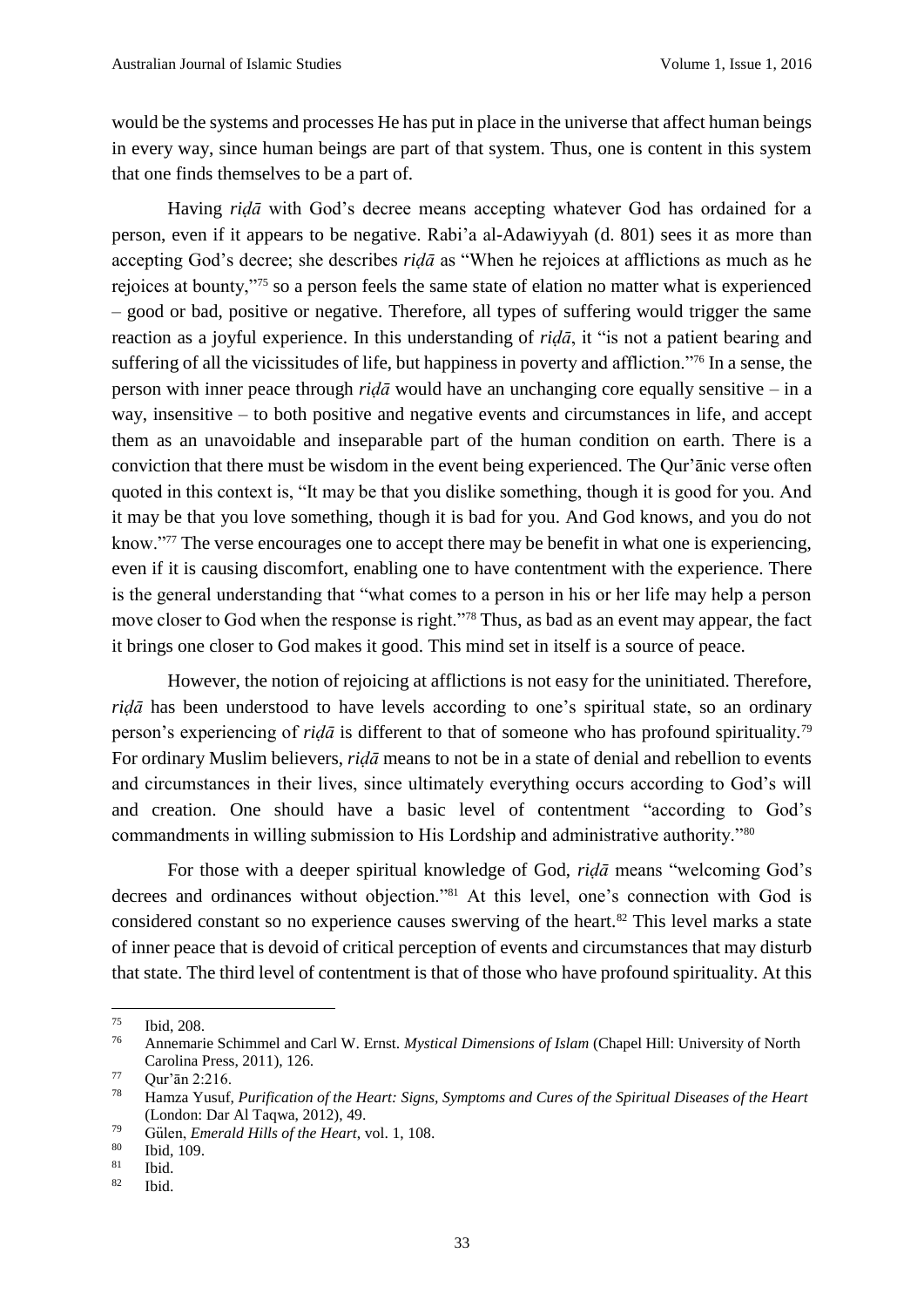would be the systems and processes He has put in place in the universe that affect human beings in every way, since human beings are part of that system. Thus, one is content in this system that one finds themselves to be a part of.

Having *riḍā* with God's decree means accepting whatever God has ordained for a person, even if it appears to be negative. Rabi'a al-Adawiyyah (d. 801) sees it as more than accepting God's decree; she describes *riḍā* as "When he rejoices at afflictions as much as he rejoices at bounty,"[75] so a person feels the same state of elation no matter what is experienced – good or bad, positive or negative. Therefore, all types of suffering would trigger the same reaction as a joyful experience. In this understanding of *riḍā*, it "is not a patient bearing and suffering of all the vicissitudes of life, but happiness in poverty and affliction."[76] In a sense, the person with inner peace through *riḍā* would have an unchanging core equally sensitive – in a way, insensitive – to both positive and negative events and circumstances in life, and accept them as an unavoidable and inseparable part of the human condition on earth. There is a conviction that there must be wisdom in the event being experienced. The Qur'ānic verse often quoted in this context is, "It may be that you dislike something, though it is good for you. And it may be that you love something, though it is bad for you. And God knows, and you do not know."[77] The verse encourages one to accept there may be benefit in what one is experiencing, even if it is causing discomfort, enabling one to have contentment with the experience. There is the general understanding that "what comes to a person in his or her life may help a person move closer to God when the response is right."[78] Thus, as bad as an event may appear, the fact it brings one closer to God makes it good. This mind set in itself is a source of peace.

However, the notion of rejoicing at afflictions is not easy for the uninitiated. Therefore, *riḍā* has been understood to have levels according to one's spiritual state, so an ordinary person's experiencing of *riḍā* is different to that of someone who has profound spirituality.[79] For ordinary Muslim believers, *riḍā* means to not be in a state of denial and rebellion to events and circumstances in their lives, since ultimately everything occurs according to God's will and creation. One should have a basic level of contentment "according to God's commandments in willing submission to His Lordship and administrative authority."[80]

For those with a deeper spiritual knowledge of God, *riḍā* means "welcoming God's decrees and ordinances without objection."[81] At this level, one's connection with God is considered constant so no experience causes swerving of the heart.[82] This level marks a state of inner peace that is devoid of critical perception of events and circumstances that may disturb that state. The third level of contentment is that of those who have profound spirituality. At this

---

[75] Ibid, 208.

[76] Annemarie Schimmel and Carl W. Ernst. *Mystical Dimensions of Islam* (Chapel Hill: University of North Carolina Press, 2011), 126.

[77] Qur'ān 2:216.

[78] Hamza Yusuf, *Purification of the Heart: Signs, Symptoms and Cures of the Spiritual Diseases of the Heart* (London: Dar Al Taqwa, 2012), 49.

[79] Gülen, *Emerald Hills of the Heart*, vol. 1, 108.

[80] Ibid, 109.

[81] Ibid.

[82] Ibid.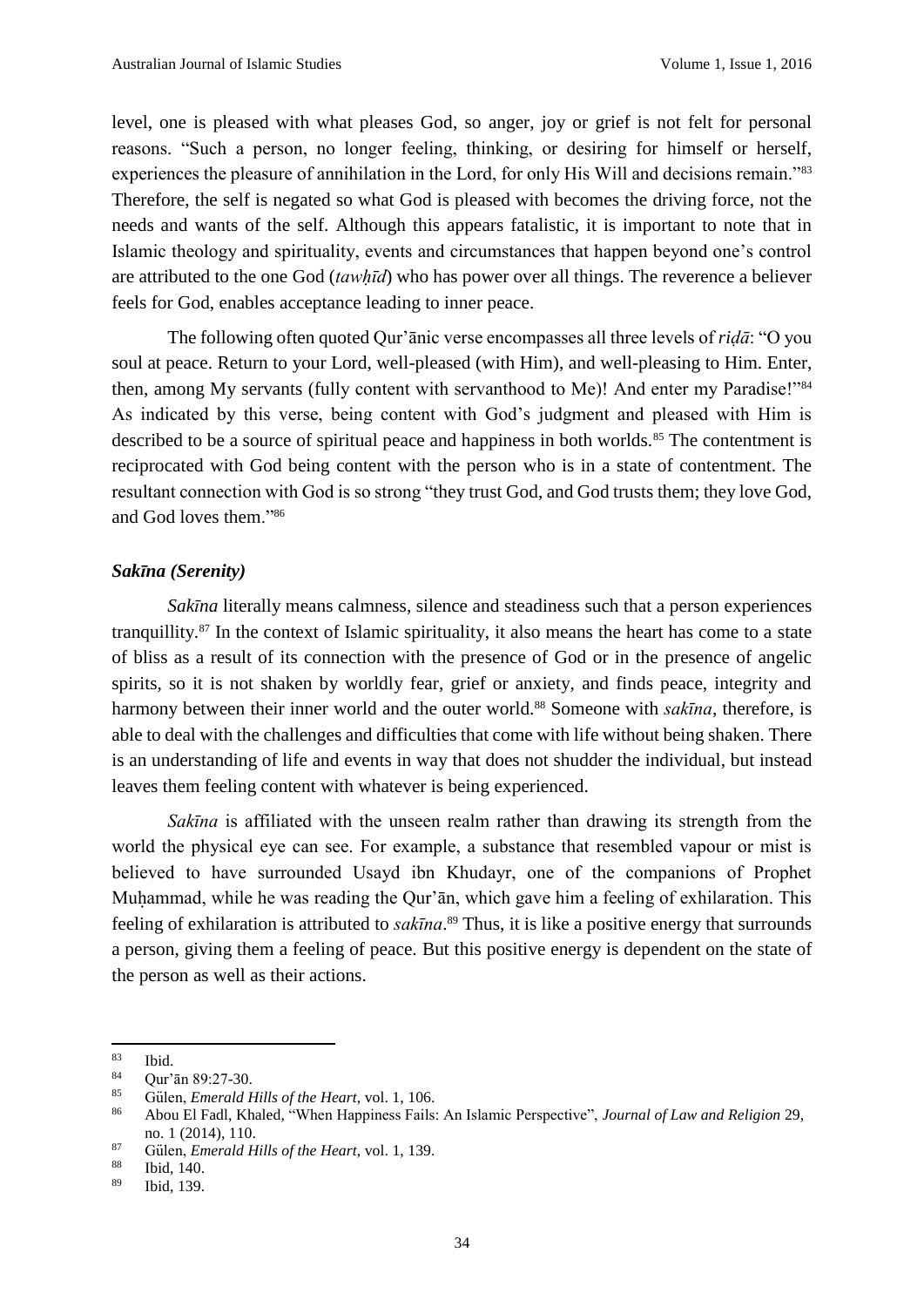level, one is pleased with what pleases God, so anger, joy or grief is not felt for personal reasons. "Such a person, no longer feeling, thinking, or desiring for himself or herself, experiences the pleasure of annihilation in the Lord, for only His Will and decisions remain."[83] Therefore, the self is negated so what God is pleased with becomes the driving force, not the needs and wants of the self. Although this appears fatalistic, it is important to note that in Islamic theology and spirituality, events and circumstances that happen beyond one's control are attributed to the one God (*tawḥīd*) who has power over all things. The reverence a believer feels for God, enables acceptance leading to inner peace.

The following often quoted Qur'ānic verse encompasses all three levels of *riḍā*: "O you soul at peace. Return to your Lord, well-pleased (with Him), and well-pleasing to Him. Enter, then, among My servants (fully content with servanthood to Me)! And enter my Paradise!"[84] As indicated by this verse, being content with God's judgment and pleased with Him is described to be a source of spiritual peace and happiness in both worlds.[85] The contentment is reciprocated with God being content with the person who is in a state of contentment. The resultant connection with God is so strong "they trust God, and God trusts them; they love God, and God loves them."[86]

### *Sakīna (Serenity)*

*Sakīna* literally means calmness, silence and steadiness such that a person experiences tranquillity.[87] In the context of Islamic spirituality, it also means the heart has come to a state of bliss as a result of its connection with the presence of God or in the presence of angelic spirits, so it is not shaken by worldly fear, grief or anxiety, and finds peace, integrity and harmony between their inner world and the outer world.[88] Someone with *sakīna*, therefore, is able to deal with the challenges and difficulties that come with life without being shaken. There is an understanding of life and events in way that does not shudder the individual, but instead leaves them feeling content with whatever is being experienced.

*Sakīna* is affiliated with the unseen realm rather than drawing its strength from the world the physical eye can see. For example, a substance that resembled vapour or mist is believed to have surrounded Usayd ibn Khudayr, one of the companions of Prophet Muḥammad, while he was reading the Qur'ān, which gave him a feeling of exhilaration. This feeling of exhilaration is attributed to *sakīna*.[89] Thus, it is like a positive energy that surrounds a person, giving them a feeling of peace. But this positive energy is dependent on the state of the person as well as their actions.

---

[83] Ibid.

[84] Qur'ān 89:27-30.

[85] Gülen, *Emerald Hills of the Heart*, vol. 1, 106.

[86] Abou El Fadl, Khaled, "When Happiness Fails: An Islamic Perspective", *Journal of Law and Religion* 29, no. 1 (2014), 110.

[87] Gülen, *Emerald Hills of the Heart*, vol. 1, 139.

[88] Ibid, 140.

[89] Ibid, 139.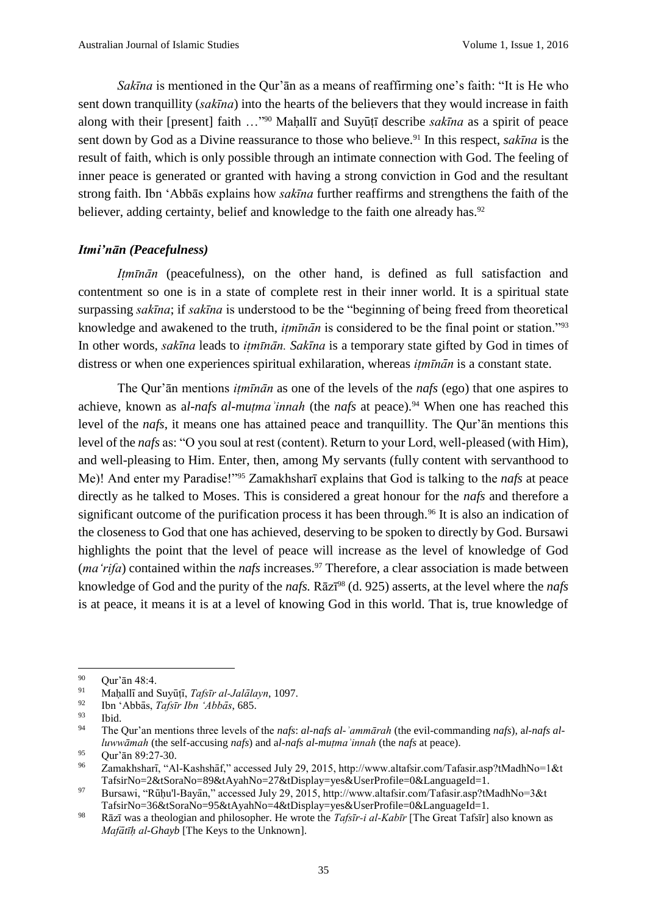*Sakīna* is mentioned in the Qur'ān as a means of reaffirming one's faith: "It is He who sent down tranquillity (*sakīna*) into the hearts of the believers that they would increase in faith along with their [present] faith …"[90] Maḥallī and Suyūṭī describe *sakīna* as a spirit of peace sent down by God as a Divine reassurance to those who believe.[91] In this respect, *sakīna* is the result of faith, which is only possible through an intimate connection with God. The feeling of inner peace is generated or granted with having a strong conviction in God and the resultant strong faith. Ibn 'Abbās explains how *sakīna* further reaffirms and strengthens the faith of the believer, adding certainty, belief and knowledge to the faith one already has.[92]

### *Itmi'nān (Peacefulness)*

*Iṭmīnān* (peacefulness), on the other hand, is defined as full satisfaction and contentment so one is in a state of complete rest in their inner world. It is a spiritual state surpassing *sakīna*; if *sakīna* is understood to be the "beginning of being freed from theoretical knowledge and awakened to the truth, *iṭmīnān* is considered to be the final point or station."[93] In other words, *sakīna* leads to *iṭmīnān. Sakīna* is a temporary state gifted by God in times of distress or when one experiences spiritual exhilaration, whereas *iṭmīnān* is a constant state.

The Qur'ān mentions *iṭmīnān* as one of the levels of the ***nafs*** (ego) that one aspires to achieve, known as a***l-nafs al-muṭmaʾinnah*** (the ***nafs*** at peace).[94] When one has reached this level of the ***nafs***, it means one has attained peace and tranquillity. The Qur'ān mentions this level of the ***nafs*** as: "O you soul at rest (content). Return to your Lord, well-pleased (with Him), and well-pleasing to Him. Enter, then, among My servants (fully content with servanthood to Me)! And enter my Paradise!"[95] Zamakhsharī explains that God is talking to the *nafs* at peace directly as he talked to Moses. This is considered a great honour for the *nafs* and therefore a significant outcome of the purification process it has been through.[96] It is also an indication of the closeness to God that one has achieved, deserving to be spoken to directly by God. Bursawi highlights the point that the level of peace will increase as the level of knowledge of God (*ma'rifa*) contained within the ***nafs*** increases.[97] Therefore, a clear association is made between knowledge of God and the purity of the ***nafs.*** Rāzī[98] (d. 925) asserts, at the level where the ***nafs*** is at peace, it means it is at a level of knowing God in this world. That is, true knowledge of

---

[90] Qur'ān 48:4.

[91] Maḥallī and Suyūṭī, *Tafsīr al-Jalālayn*, 1097.

[92] Ibn 'Abbās, *Tafsīr Ibn 'Abbās*, 685.

[93] Ibid.

[94] The Qur'an mentions three levels of the ***nafs***: ***al-nafs al-ʾammārah*** (the evil-commanding ***nafs***), a***l-nafs al-luwwāmah*** (the self-accusing ***nafs***) and a***l-nafs al-muṭmaʾinnah*** (the ***nafs*** at peace).

[95] Qur'ān 89:27-30.

[96] Zamakhsharī, "Al-Kashshāf," accessed July 29, 2015, http://www.altafsir.com/Tafasir.asp?tMadhNo=1&tTafsirNo=2&tSoraNo=89&tAyahNo=27&tDisplay=yes&UserProfile=0&LanguageId=1.

[97] Bursawi, "Rūḥu'l-Bayān," accessed July 29, 2015, http://www.altafsir.com/Tafasir.asp?tMadhNo=3&tTafsirNo=36&tSoraNo=95&tAyahNo=4&tDisplay=yes&UserProfile=0&LanguageId=1.

[98] Rāzī was a theologian and philosopher. He wrote the *Tafsīr-i al-Kabīr* [The Great Tafsīr] also known as *Mafātīḥ al-Ghayb* [The Keys to the Unknown].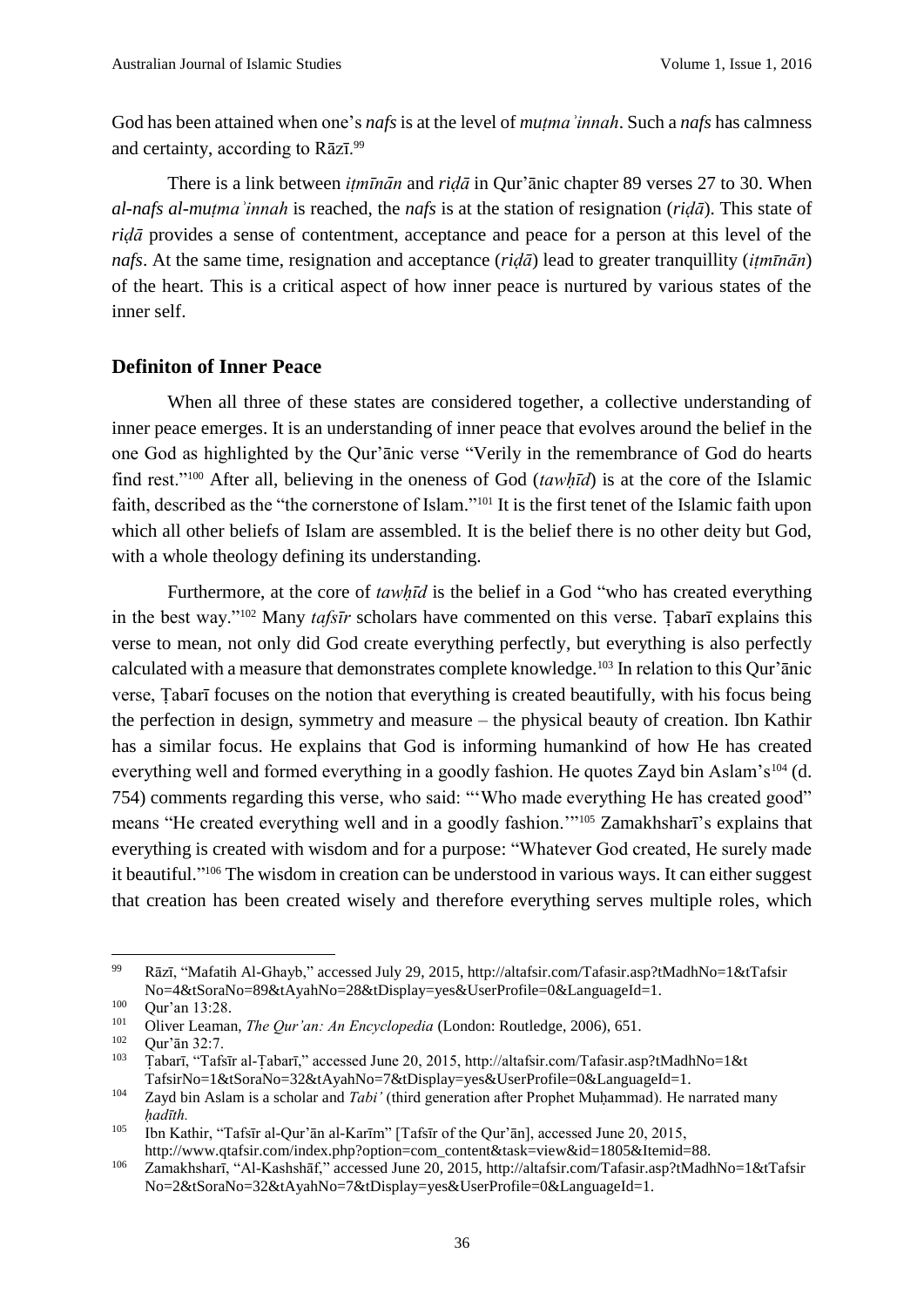God has been attained when one's *nafs* is at the level of *muṭmaʾinnah*. Such a *nafs* has calmness and certainty, according to Rāzī.[99]

There is a link between *iṭmīnān* and *riḍā* in Qur'ānic chapter 89 verses 27 to 30. When *al-nafs al-muṭmaʾinnah* is reached, the *nafs* is at the station of resignation (*riḍā*). This state of *riḍā* provides a sense of contentment, acceptance and peace for a person at this level of the *nafs*. At the same time, resignation and acceptance (*riḍā*) lead to greater tranquillity (*iṭmīnān*) of the heart. This is a critical aspect of how inner peace is nurtured by various states of the inner self.

## Definiton of Inner Peace

When all three of these states are considered together, a collective understanding of inner peace emerges. It is an understanding of inner peace that evolves around the belief in the one God as highlighted by the Qur'ānic verse "Verily in the remembrance of God do hearts find rest."[100] After all, believing in the oneness of God (*tawḥīd*) is at the core of the Islamic faith, described as the "the cornerstone of Islam."[101] It is the first tenet of the Islamic faith upon which all other beliefs of Islam are assembled. It is the belief there is no other deity but God, with a whole theology defining its understanding.

Furthermore, at the core of *tawḥīd* is the belief in a God "who has created everything in the best way."[102] Many *tafsīr* scholars have commented on this verse. Ṭabarī explains this verse to mean, not only did God create everything perfectly, but everything is also perfectly calculated with a measure that demonstrates complete knowledge.[103] In relation to this Qur'ānic verse, Ṭabarī focuses on the notion that everything is created beautifully, with his focus being the perfection in design, symmetry and measure – the physical beauty of creation. Ibn Kathir has a similar focus. He explains that God is informing humankind of how He has created everything well and formed everything in a goodly fashion. He quotes Zayd bin Aslam's[104] (d. 754) comments regarding this verse, who said: "'Who made everything He has created good" means "He created everything well and in a goodly fashion.'"[105] Zamakhsharī's explains that everything is created with wisdom and for a purpose: "Whatever God created, He surely made it beautiful."[106] The wisdom in creation can be understood in various ways. It can either suggest that creation has been created wisely and therefore everything serves multiple roles, which

---

[99] Rāzī, "Mafatih Al-Ghayb," accessed July 29, 2015, http://altafsir.com/Tafasir.asp?tMadhNo=1&tTafsirNo=4&tSoraNo=89&tAyahNo=28&tDisplay=yes&UserProfile=0&LanguageId=1.

[100] Qur'an 13:28.

[101] Oliver Leaman, *The Qur'an: An Encyclopedia* (London: Routledge, 2006), 651.

[102] Qur'ān 32:7.

[103] Ṭabarī, "Tafsīr al-Ṭabarī," accessed June 20, 2015, http://altafsir.com/Tafasir.asp?tMadhNo=1&tTafsirNo=1&tSoraNo=32&tAyahNo=7&tDisplay=yes&UserProfile=0&LanguageId=1.

[104] Zayd bin Aslam is a scholar and *Tabi'* (third generation after Prophet Muḥammad). He narrated many *ḥadīth.*

[105] Ibn Kathir, "Tafsīr al-Qur'ān al-Karīm" [Tafsīr of the Qur'ān], accessed June 20, 2015, http://www.qtafsir.com/index.php?option=com_content&task=view&id=1805&Itemid=88.

[106] Zamakhsharī, "Al-Kashshāf," accessed June 20, 2015, http://altafsir.com/Tafasir.asp?tMadhNo=1&tTafsirNo=2&tSoraNo=32&tAyahNo=7&tDisplay=yes&UserProfile=0&LanguageId=1.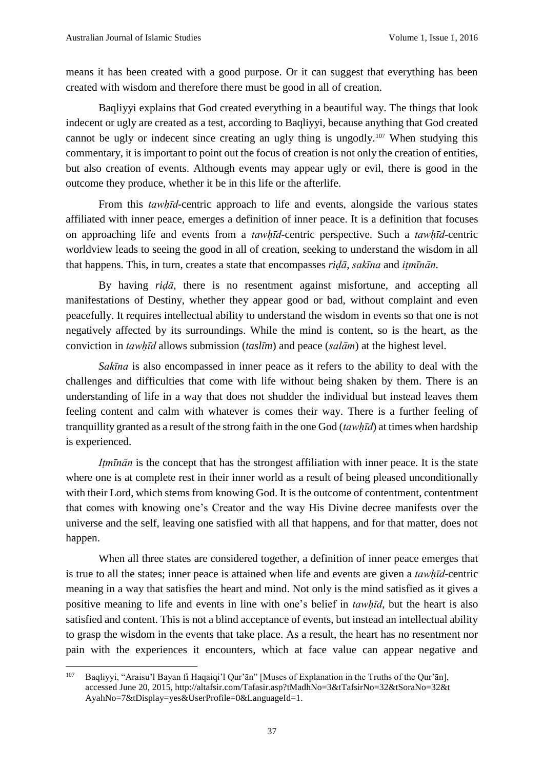means it has been created with a good purpose. Or it can suggest that everything has been created with wisdom and therefore there must be good in all of creation.

Baqliyyi explains that God created everything in a beautiful way. The things that look indecent or ugly are created as a test, according to Baqliyyi, because anything that God created cannot be ugly or indecent since creating an ugly thing is ungodly.[107] When studying this commentary, it is important to point out the focus of creation is not only the creation of entities, but also creation of events. Although events may appear ugly or evil, there is good in the outcome they produce, whether it be in this life or the afterlife.

From this *tawḥīd*-centric approach to life and events, alongside the various states affiliated with inner peace, emerges a definition of inner peace. It is a definition that focuses on approaching life and events from a *tawḥīd*-centric perspective. Such a *tawḥīd*-centric worldview leads to seeing the good in all of creation, seeking to understand the wisdom in all that happens. This, in turn, creates a state that encompasses *riḍā*, *sakīna* and *iṭmīnān*.

By having *riḍā*, there is no resentment against misfortune, and accepting all manifestations of Destiny, whether they appear good or bad, without complaint and even peacefully. It requires intellectual ability to understand the wisdom in events so that one is not negatively affected by its surroundings. While the mind is content, so is the heart, as the conviction in *tawḥīd* allows submission (*taslīm*) and peace (*salām*) at the highest level.

*Sakīna* is also encompassed in inner peace as it refers to the ability to deal with the challenges and difficulties that come with life without being shaken by them. There is an understanding of life in a way that does not shudder the individual but instead leaves them feeling content and calm with whatever is comes their way. There is a further feeling of tranquillity granted as a result of the strong faith in the one God (*tawḥīd*) at times when hardship is experienced.

*Iṭmīnān* is the concept that has the strongest affiliation with inner peace. It is the state where one is at complete rest in their inner world as a result of being pleased unconditionally with their Lord, which stems from knowing God. It is the outcome of contentment, contentment that comes with knowing one's Creator and the way His Divine decree manifests over the universe and the self, leaving one satisfied with all that happens, and for that matter, does not happen.

When all three states are considered together, a definition of inner peace emerges that is true to all the states; inner peace is attained when life and events are given a *tawḥīd*-centric meaning in a way that satisfies the heart and mind. Not only is the mind satisfied as it gives a positive meaning to life and events in line with one's belief in *tawḥīd*, but the heart is also satisfied and content. This is not a blind acceptance of events, but instead an intellectual ability to grasp the wisdom in the events that take place. As a result, the heart has no resentment nor pain with the experiences it encounters, which at face value can appear negative and

---

[107] Baqliyyi, "Araisu'l Bayan fi Haqaiqi'l Qur'ān" [Muses of Explanation in the Truths of the Qur'ān], accessed June 20, 2015, http://altafsir.com/Tafasir.asp?tMadhNo=3&tTafsirNo=32&tSoraNo=32&tAyahNo=7&tDisplay=yes&UserProfile=0&LanguageId=1.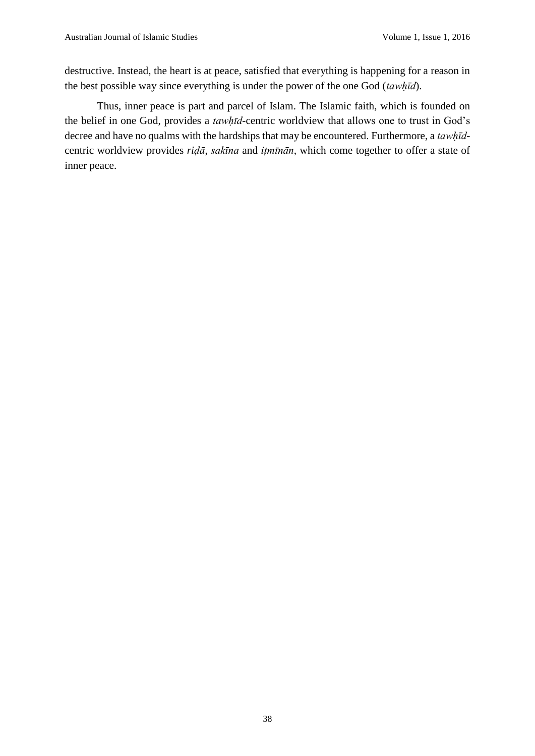destructive. Instead, the heart is at peace, satisfied that everything is happening for a reason in the best possible way since everything is under the power of the one God (*tawḥīd*).

Thus, inner peace is part and parcel of Islam. The Islamic faith, which is founded on the belief in one God, provides a *tawḥīd*-centric worldview that allows one to trust in God's decree and have no qualms with the hardships that may be encountered. Furthermore, a *tawḥīd*-centric worldview provides *riḍā*, *sakīna* and *iṭmīnān*, which come together to offer a state of inner peace.